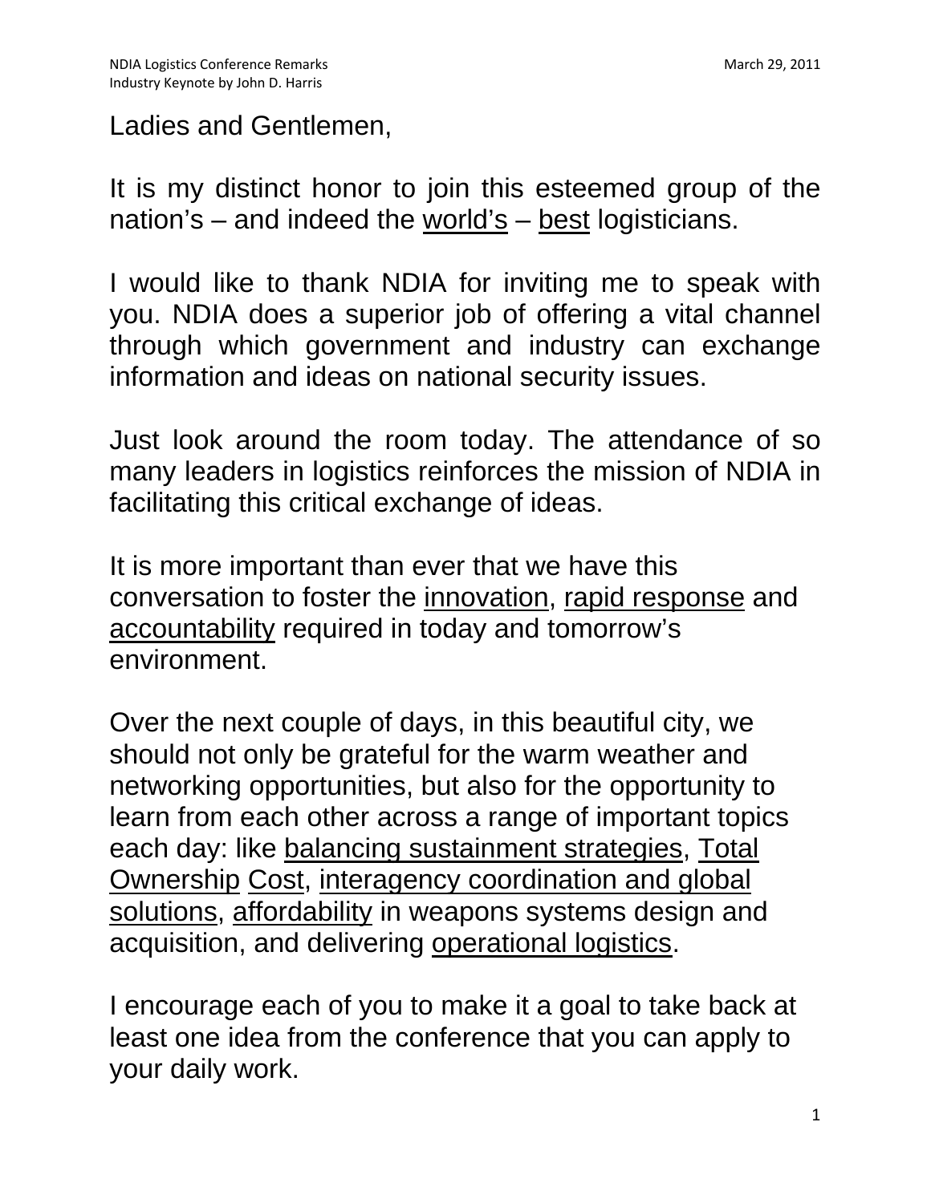Ladies and Gentlemen,

It is my distinct honor to join this esteemed group of the nation's – and indeed the <u>world's</u> – <u>best</u> logisticians.

I would like to thank NDIA for inviting me to speak with you. NDIA does a superior job of offering a vital channel through which government and industry can exchange information and ideas on national security issues.

Just look around the room today. The attendance of so many leaders in logistics reinforces the mission of NDIA in facilitating this critical exchange of ideas.

It is more important than ever that we have this conversation to foster the <u>innovation</u>, <u>rapid response</u> and <u>accountability</u> required in today and tomorrow's environment.

Over the next couple of days, in this beautiful city, we should not only be grateful for the warm weather and networking opportunities, but also for the opportunity to learn from each other across a range of important topics each day: like <u>balancing sustainment strategies</u>, <u>Total Ownership</u> <u>Cost</u>, <u>interagency coordination and global solutions</u>, <u>affordability</u> in weapons systems design and acquisition, and delivering <u>operational logistics</u>.

I encourage each of you to make it a goal to take back at least one idea from the conference that you can apply to your daily work.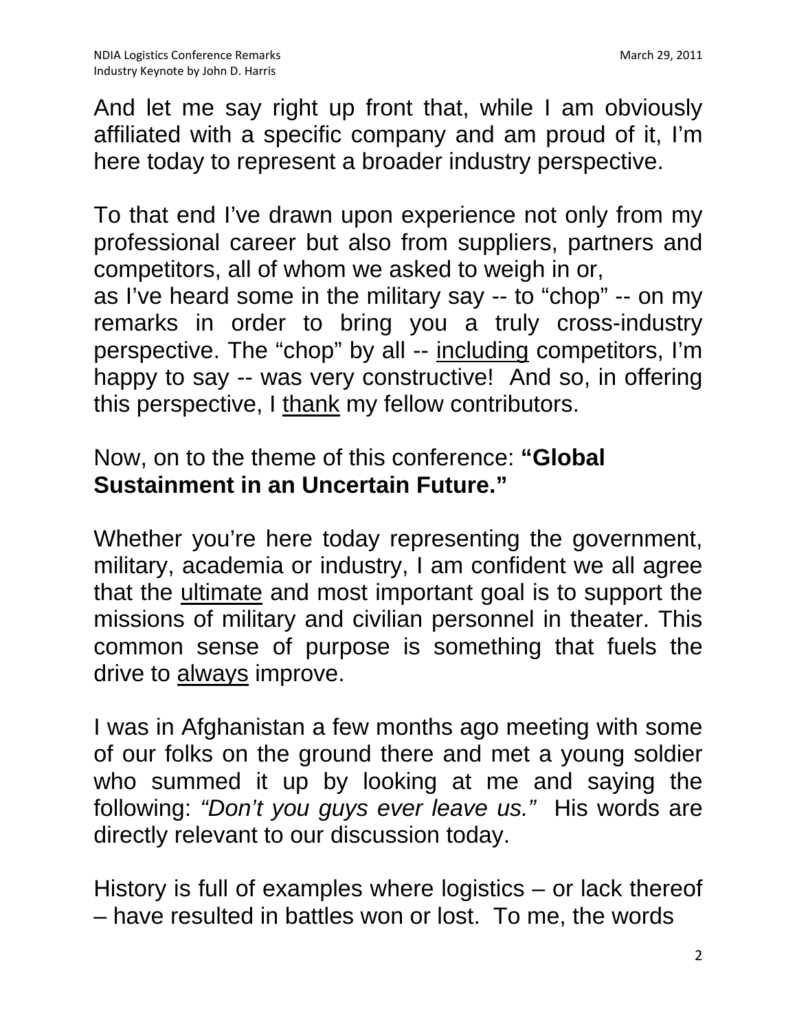And let me say right up front that, while I am obviously affiliated with a specific company and am proud of it, I'm here today to represent a broader industry perspective.

To that end I've drawn upon experience not only from my professional career but also from suppliers, partners and competitors, all of whom we asked to weigh in or, as I've heard some in the military say -- to "chop" -- on my remarks in order to bring you a truly cross-industry perspective. The "chop" by all -- <u>including</u> competitors, I'm happy to say -- was very constructive! And so, in offering this perspective, I <u>thank</u> my fellow contributors.

Now, on to the theme of this conference: **"Global Sustainment in an Uncertain Future."**

Whether you're here today representing the government, military, academia or industry, I am confident we all agree that the <u>ultimate</u> and most important goal is to support the missions of military and civilian personnel in theater. This common sense of purpose is something that fuels the drive to <u>always</u> improve.

I was in Afghanistan a few months ago meeting with some of our folks on the ground there and met a young soldier who summed it up by looking at me and saying the following: *"Don't you guys ever leave us."* His words are directly relevant to our discussion today.

History is full of examples where logistics – or lack thereof – have resulted in battles won or lost. To me, the words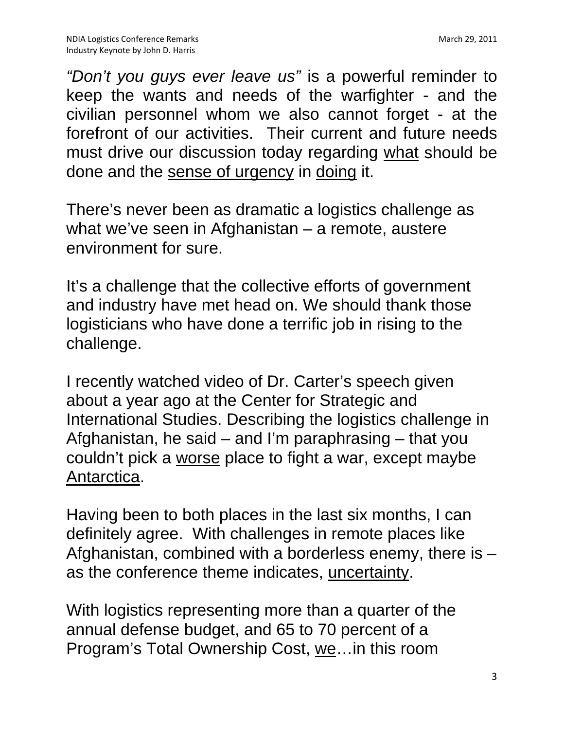*"Don't you guys ever leave us"* is a powerful reminder to keep the wants and needs of the warfighter - and the civilian personnel whom we also cannot forget - at the forefront of our activities. Their current and future needs must drive our discussion today regarding <u>what</u> should be done and the <u>sense of urgency</u> in <u>doing</u> it.

There's never been as dramatic a logistics challenge as what we've seen in Afghanistan – a remote, austere environment for sure.

It's a challenge that the collective efforts of government and industry have met head on. We should thank those logisticians who have done a terrific job in rising to the challenge.

I recently watched video of Dr. Carter's speech given about a year ago at the Center for Strategic and International Studies. Describing the logistics challenge in Afghanistan, he said – and I'm paraphrasing – that you couldn't pick a <u>worse</u> place to fight a war, except maybe <u>Antarctica</u>.

Having been to both places in the last six months, I can definitely agree. With challenges in remote places like Afghanistan, combined with a borderless enemy, there is – as the conference theme indicates, <u>uncertainty</u>.

With logistics representing more than a quarter of the annual defense budget, and 65 to 70 percent of a Program's Total Ownership Cost, <u>we</u>…in this room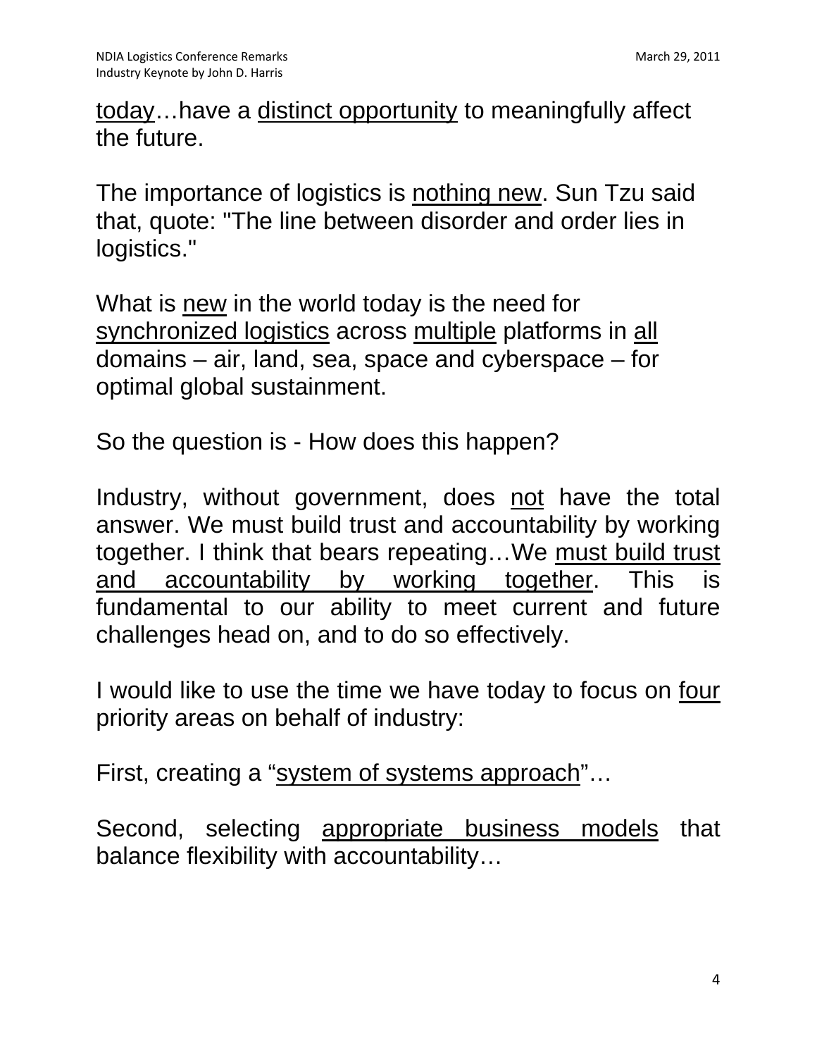today…have a distinct opportunity to meaningfully affect the future.

The importance of logistics is nothing new. Sun Tzu said that, quote: "The line between disorder and order lies in logistics."

What is new in the world today is the need for synchronized logistics across multiple platforms in all domains – air, land, sea, space and cyberspace – for optimal global sustainment.

So the question is - How does this happen?

Industry, without government, does not have the total answer. We must build trust and accountability by working together. I think that bears repeating…We must build trust and accountability by working together. This is fundamental to our ability to meet current and future challenges head on, and to do so effectively.

I would like to use the time we have today to focus on four priority areas on behalf of industry:

First, creating a "system of systems approach"…

Second, selecting appropriate business models that balance flexibility with accountability…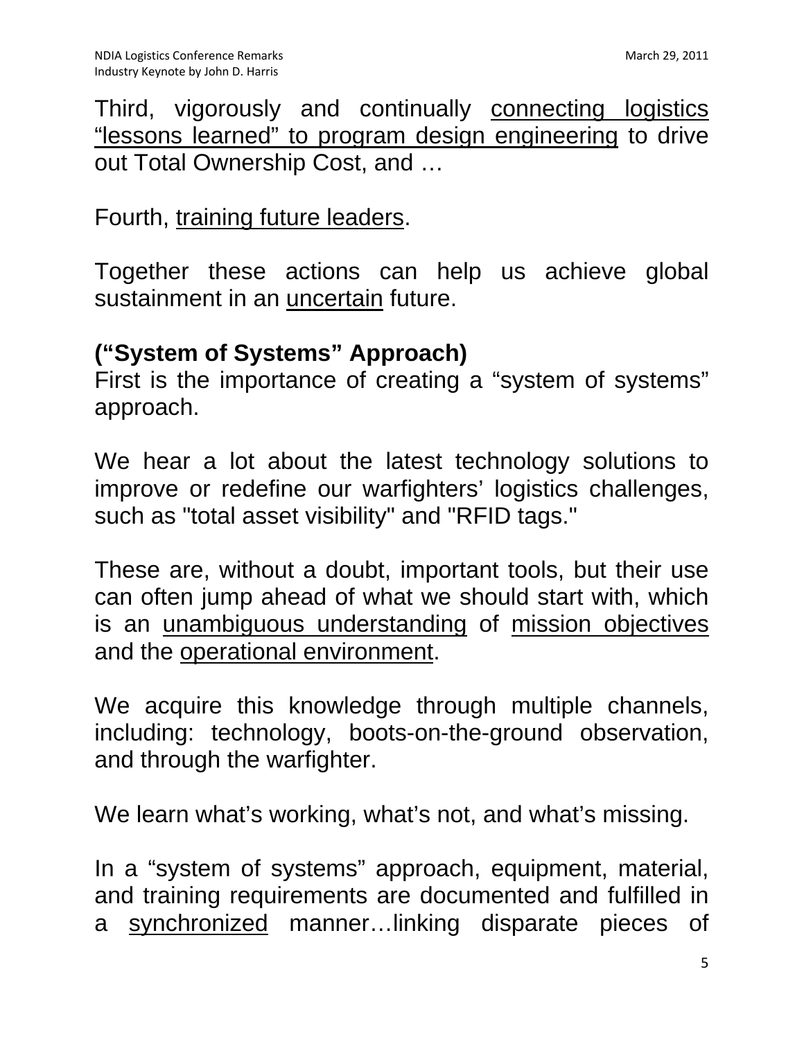Third, vigorously and continually connecting logistics "lessons learned" to program design engineering to drive out Total Ownership Cost, and …

Fourth, training future leaders.

Together these actions can help us achieve global sustainment in an uncertain future.

**("System of Systems" Approach)**

First is the importance of creating a "system of systems" approach.

We hear a lot about the latest technology solutions to improve or redefine our warfighters' logistics challenges, such as "total asset visibility" and "RFID tags."

These are, without a doubt, important tools, but their use can often jump ahead of what we should start with, which is an unambiguous understanding of mission objectives and the operational environment.

We acquire this knowledge through multiple channels, including: technology, boots-on-the-ground observation, and through the warfighter.

We learn what's working, what's not, and what's missing.

In a "system of systems" approach, equipment, material, and training requirements are documented and fulfilled in a synchronized manner…linking disparate pieces of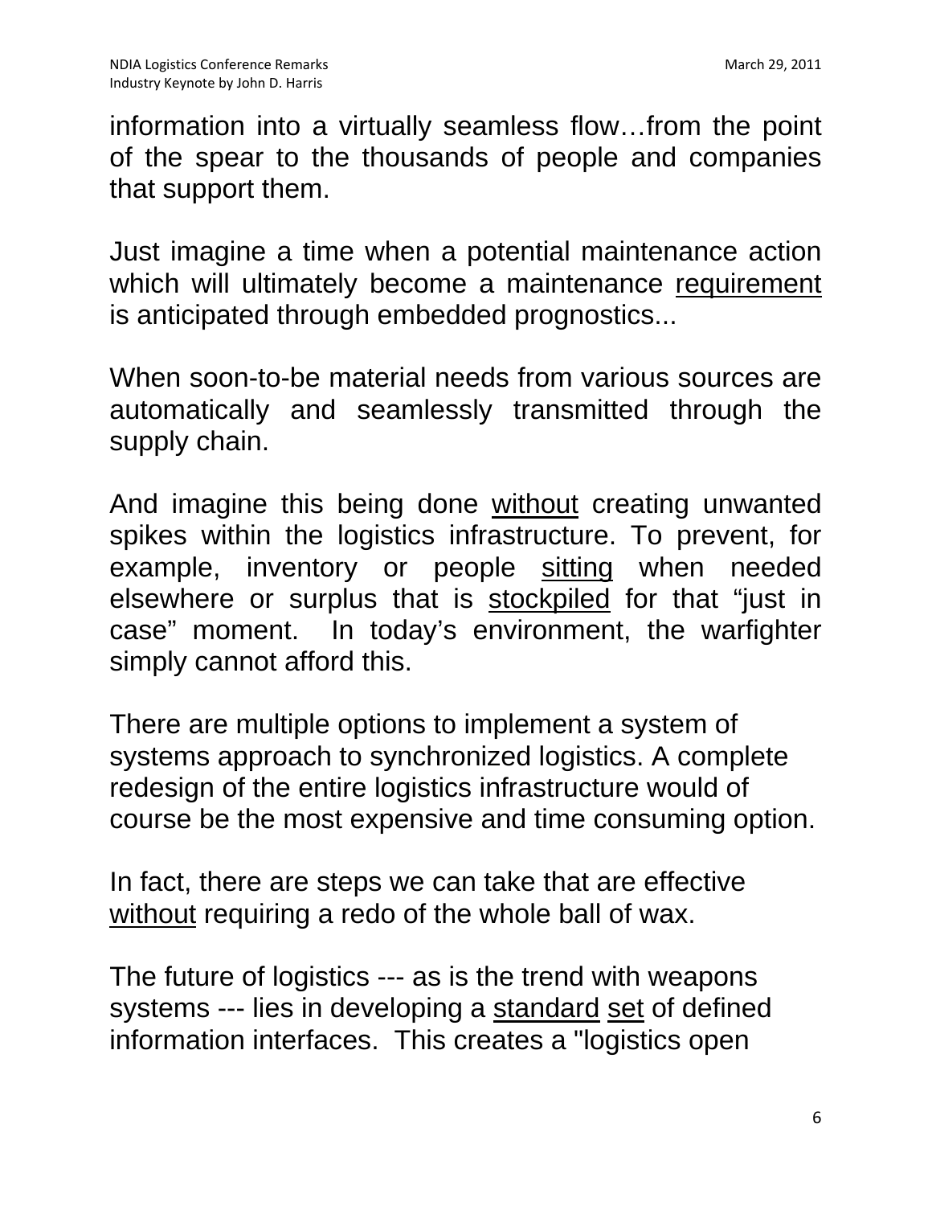information into a virtually seamless flow…from the point of the spear to the thousands of people and companies that support them.

Just imagine a time when a potential maintenance action which will ultimately become a maintenance requirement is anticipated through embedded prognostics...

When soon-to-be material needs from various sources are automatically and seamlessly transmitted through the supply chain.

And imagine this being done without creating unwanted spikes within the logistics infrastructure. To prevent, for example, inventory or people sitting when needed elsewhere or surplus that is stockpiled for that "just in case" moment. In today's environment, the warfighter simply cannot afford this.

There are multiple options to implement a system of systems approach to synchronized logistics. A complete redesign of the entire logistics infrastructure would of course be the most expensive and time consuming option.

In fact, there are steps we can take that are effective without requiring a redo of the whole ball of wax.

The future of logistics --- as is the trend with weapons systems --- lies in developing a standard set of defined information interfaces. This creates a "logistics open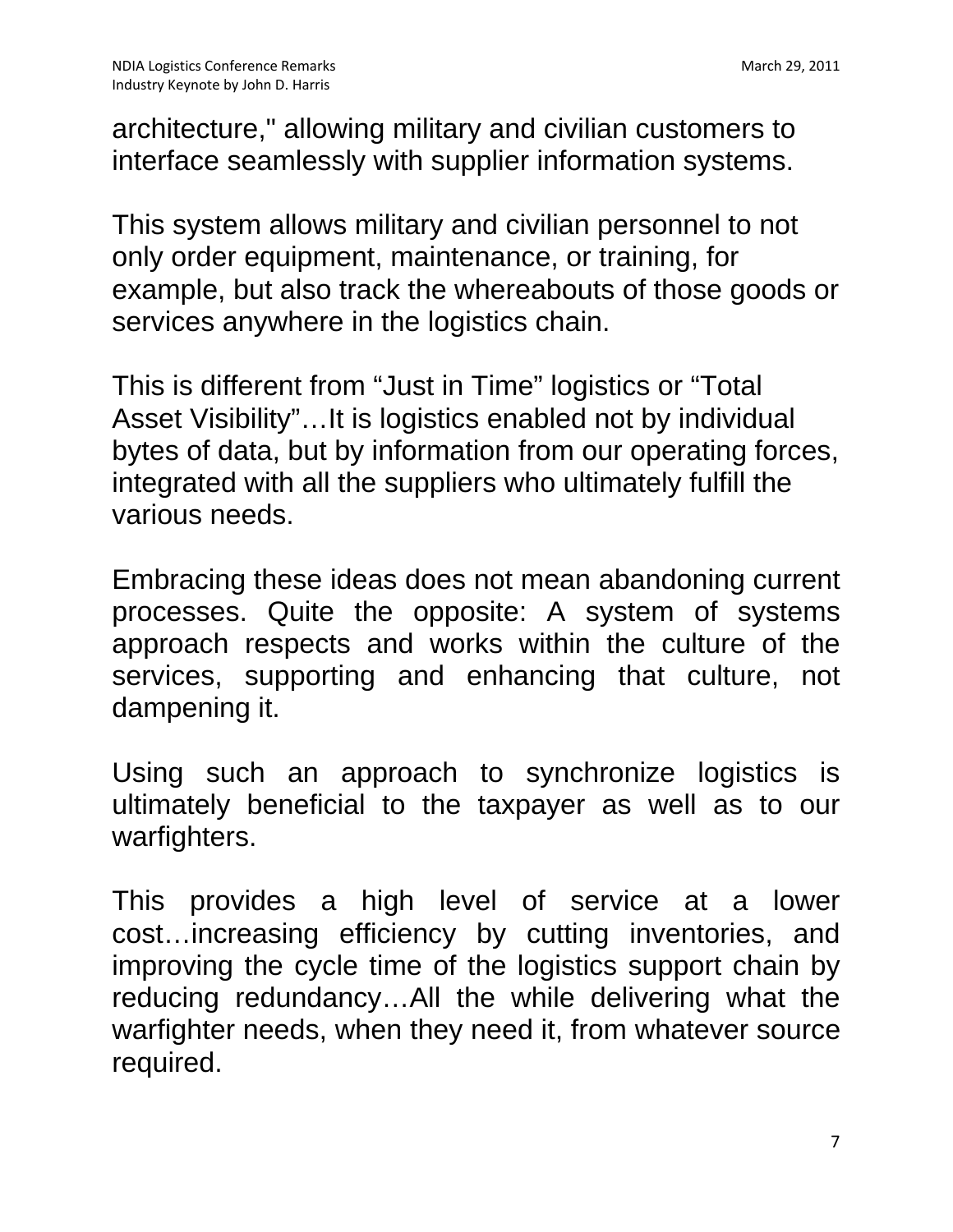architecture," allowing military and civilian customers to interface seamlessly with supplier information systems.

This system allows military and civilian personnel to not only order equipment, maintenance, or training, for example, but also track the whereabouts of those goods or services anywhere in the logistics chain.

This is different from “Just in Time” logistics or “Total Asset Visibility”…It is logistics enabled not by individual bytes of data, but by information from our operating forces, integrated with all the suppliers who ultimately fulfill the various needs.

Embracing these ideas does not mean abandoning current processes. Quite the opposite: A system of systems approach respects and works within the culture of the services, supporting and enhancing that culture, not dampening it.

Using such an approach to synchronize logistics is ultimately beneficial to the taxpayer as well as to our warfighters.

This provides a high level of service at a lower cost…increasing efficiency by cutting inventories, and improving the cycle time of the logistics support chain by reducing redundancy…All the while delivering what the warfighter needs, when they need it, from whatever source required.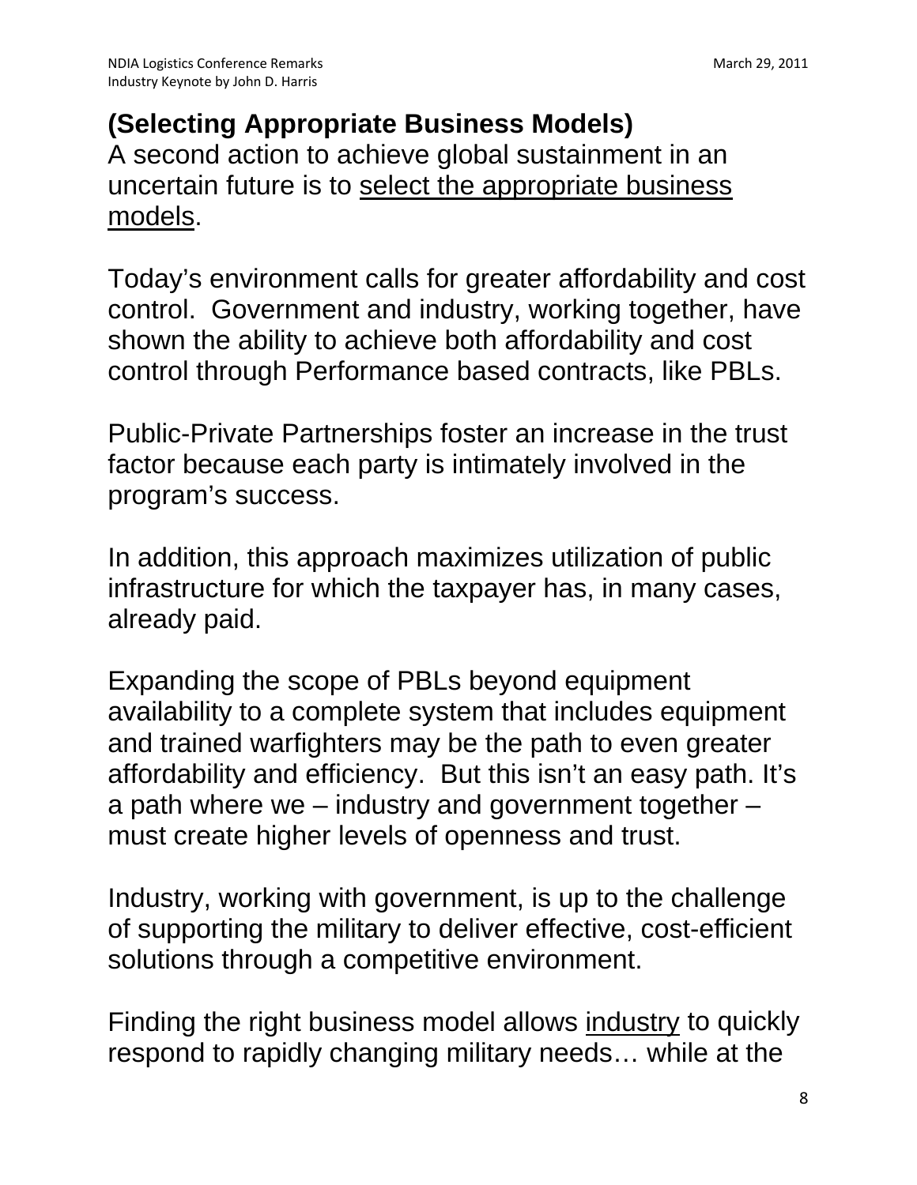## (Selecting Appropriate Business Models)

A second action to achieve global sustainment in an uncertain future is to select the appropriate business models.

Today's environment calls for greater affordability and cost control. Government and industry, working together, have shown the ability to achieve both affordability and cost control through Performance based contracts, like PBLs.

Public-Private Partnerships foster an increase in the trust factor because each party is intimately involved in the program's success.

In addition, this approach maximizes utilization of public infrastructure for which the taxpayer has, in many cases, already paid.

Expanding the scope of PBLs beyond equipment availability to a complete system that includes equipment and trained warfighters may be the path to even greater affordability and efficiency. But this isn't an easy path. It's a path where we – industry and government together – must create higher levels of openness and trust.

Industry, working with government, is up to the challenge of supporting the military to deliver effective, cost-efficient solutions through a competitive environment.

Finding the right business model allows industry to quickly respond to rapidly changing military needs… while at the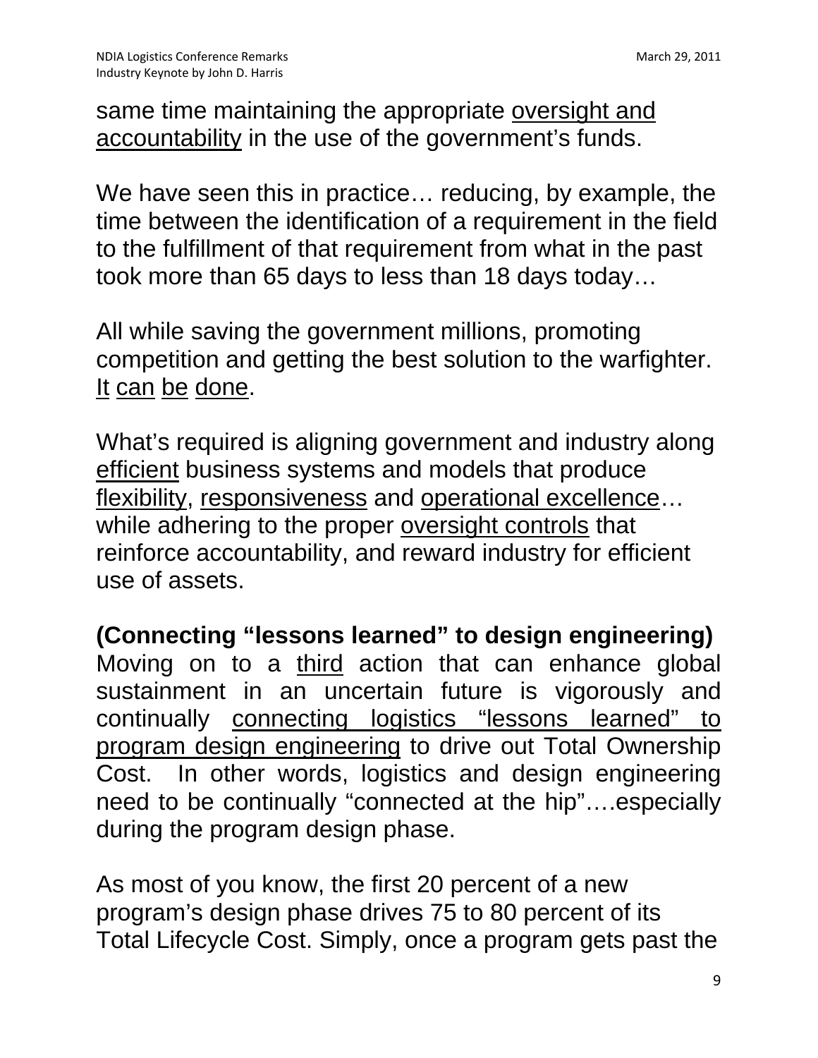same time maintaining the appropriate <u>oversight and accountability</u> in the use of the government's funds.

We have seen this in practice… reducing, by example, the time between the identification of a requirement in the field to the fulfillment of that requirement from what in the past took more than 65 days to less than 18 days today…

All while saving the government millions, promoting competition and getting the best solution to the warfighter. <u>It</u> <u>can</u> <u>be</u> <u>done</u>.

What's required is aligning government and industry along <u>efficient</u> business systems and models that produce <u>flexibility</u>, <u>responsiveness</u> and <u>operational excellence</u>… while adhering to the proper <u>oversight controls</u> that reinforce accountability, and reward industry for efficient use of assets.

**(Connecting "lessons learned" to design engineering)**
Moving on to a <u>third</u> action that can enhance global sustainment in an uncertain future is vigorously and continually <u>connecting logistics "lessons learned" to program design engineering</u> to drive out Total Ownership Cost. In other words, logistics and design engineering need to be continually "connected at the hip"….especially during the program design phase.

As most of you know, the first 20 percent of a new program's design phase drives 75 to 80 percent of its Total Lifecycle Cost. Simply, once a program gets past the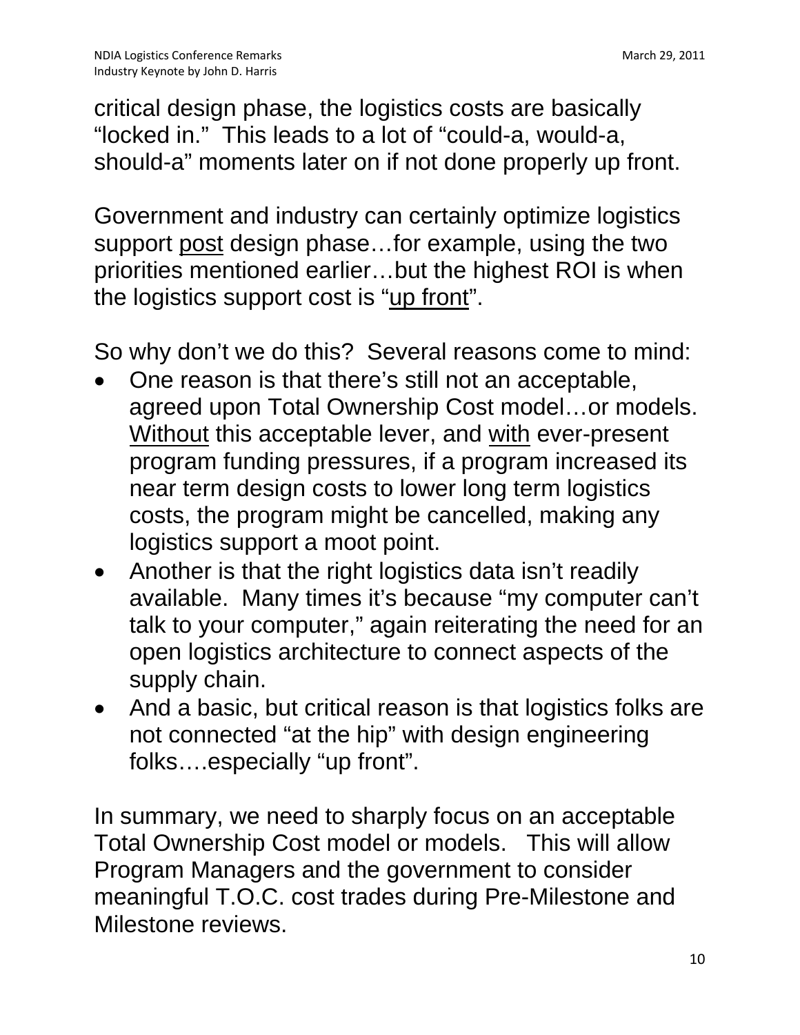critical design phase, the logistics costs are basically "locked in." This leads to a lot of "could-a, would-a, should-a" moments later on if not done properly up front.

Government and industry can certainly optimize logistics support <u>post</u> design phase…for example, using the two priorities mentioned earlier…but the highest ROI is when the logistics support cost is "<u>up front</u>".

So why don't we do this? Several reasons come to mind:

- One reason is that there's still not an acceptable, agreed upon Total Ownership Cost model…or models. <u>Without</u> this acceptable lever, and <u>with</u> ever-present program funding pressures, if a program increased its near term design costs to lower long term logistics costs, the program might be cancelled, making any logistics support a moot point.
- Another is that the right logistics data isn't readily available. Many times it's because "my computer can't talk to your computer," again reiterating the need for an open logistics architecture to connect aspects of the supply chain.
- And a basic, but critical reason is that logistics folks are not connected "at the hip" with design engineering folks….especially "up front".

In summary, we need to sharply focus on an acceptable Total Ownership Cost model or models. This will allow Program Managers and the government to consider meaningful T.O.C. cost trades during Pre-Milestone and Milestone reviews.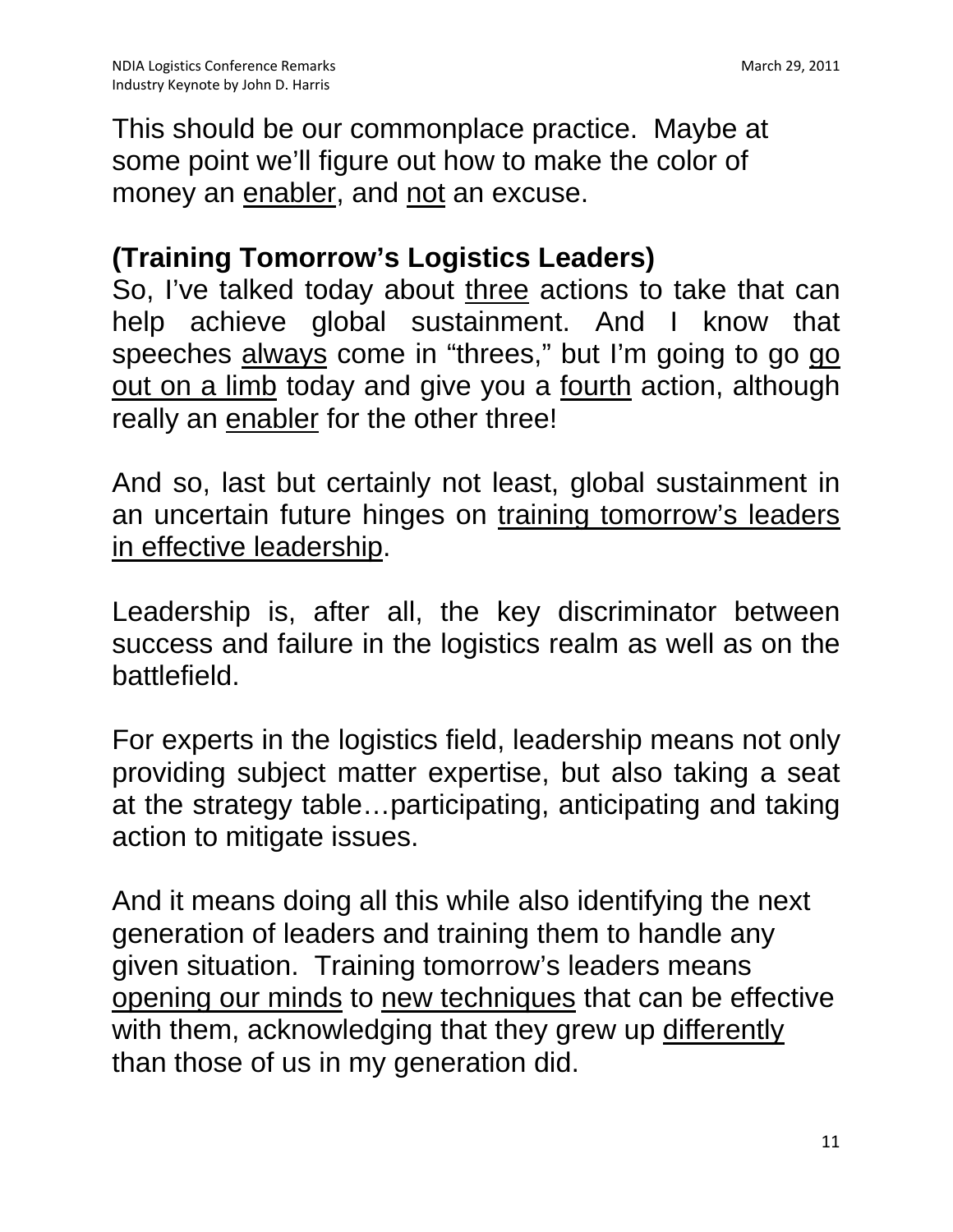This should be our commonplace practice. Maybe at some point we'll figure out how to make the color of money an <u>enabler</u>, and <u>not</u> an excuse.

**(Training Tomorrow's Logistics Leaders)**

So, I've talked today about <u>three</u> actions to take that can help achieve global sustainment. And I know that speeches <u>always</u> come in "threes," but I'm going to go <u>go out on a limb</u> today and give you a <u>fourth</u> action, although really an <u>enabler</u> for the other three!

And so, last but certainly not least, global sustainment in an uncertain future hinges on <u>training tomorrow's leaders in effective leadership</u>.

Leadership is, after all, the key discriminator between success and failure in the logistics realm as well as on the battlefield.

For experts in the logistics field, leadership means not only providing subject matter expertise, but also taking a seat at the strategy table…participating, anticipating and taking action to mitigate issues.

And it means doing all this while also identifying the next generation of leaders and training them to handle any given situation. Training tomorrow's leaders means <u>opening our minds</u> to <u>new techniques</u> that can be effective with them, acknowledging that they grew up <u>differently</u> than those of us in my generation did.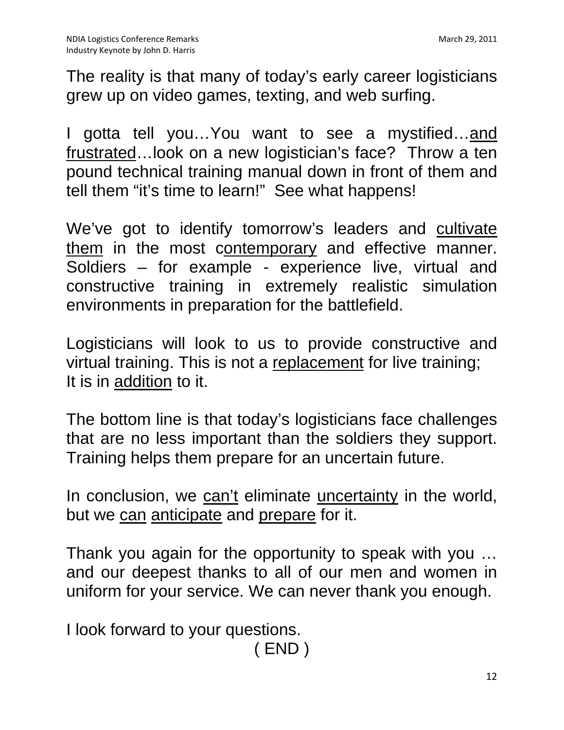The reality is that many of today's early career logisticians grew up on video games, texting, and web surfing.

I gotta tell you…You want to see a mystified…and frustrated…look on a new logistician's face? Throw a ten pound technical training manual down in front of them and tell them "it's time to learn!" See what happens!

We've got to identify tomorrow's leaders and cultivate them in the most contemporary and effective manner. Soldiers – for example - experience live, virtual and constructive training in extremely realistic simulation environments in preparation for the battlefield.

Logisticians will look to us to provide constructive and virtual training. This is not a replacement for live training; It is in addition to it.

The bottom line is that today's logisticians face challenges that are no less important than the soldiers they support. Training helps them prepare for an uncertain future.

In conclusion, we can't eliminate uncertainty in the world, but we can anticipate and prepare for it.

Thank you again for the opportunity to speak with you … and our deepest thanks to all of our men and women in uniform for your service. We can never thank you enough.

I look forward to your questions.

( END )